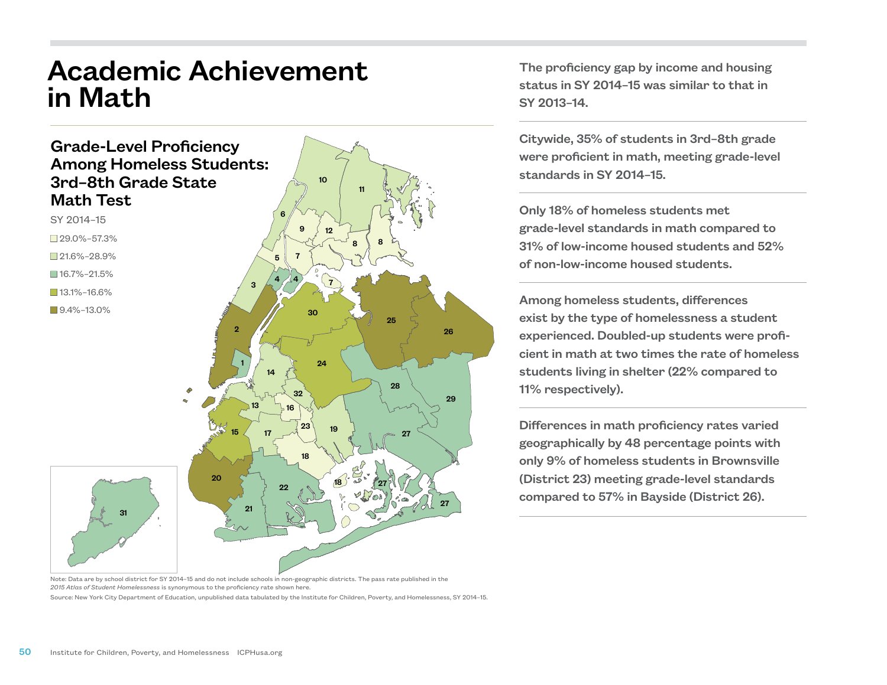# Academic Achievement in Math

## Grade-Level Proficiency Among Homeless Students: 3rd–8th Grade State Math Test

SY 2014–15

- 29.0%–57.3%
- 21.6%–28.9%
- 16.7%–21.5%
- 13.1%–16.6%
- 9.4%–13.0%

Note: Data are by school district for SY 2014–15 and do not include schools in non-geographic districts. The pass rate published in the *2015 Atlas of Student Homelessness* is synonymous to the proficiency rate shown here.

Source: New York City Department of Education, unpublished data tabulated by the Institute for Children, Poverty, and Homelessness, SY 2014–15.

**The proficiency gap by income and housing status in SY 2014–15 was similar to that in SY 2013–14.**

**Citywide, 35% of students in 3rd–8th grade were proficient in math, meeting grade-level standards in SY 2014–15.**

**Only 18% of homeless students met grade-level standards in math compared to 31% of low-income housed students and 52% of non-low-income housed students.**

**Among homeless students, differences exist by the type of homelessness a student experienced. Doubled-up students were proficient in math at two times the rate of homeless students living in shelter (22% compared to 11% respectively).**

**Differences in math proficiency rates varied geographically by 48 percentage points with only 9% of homeless students in Brownsville (District 23) meeting grade-level standards compared to 57% in Bayside (District 26).**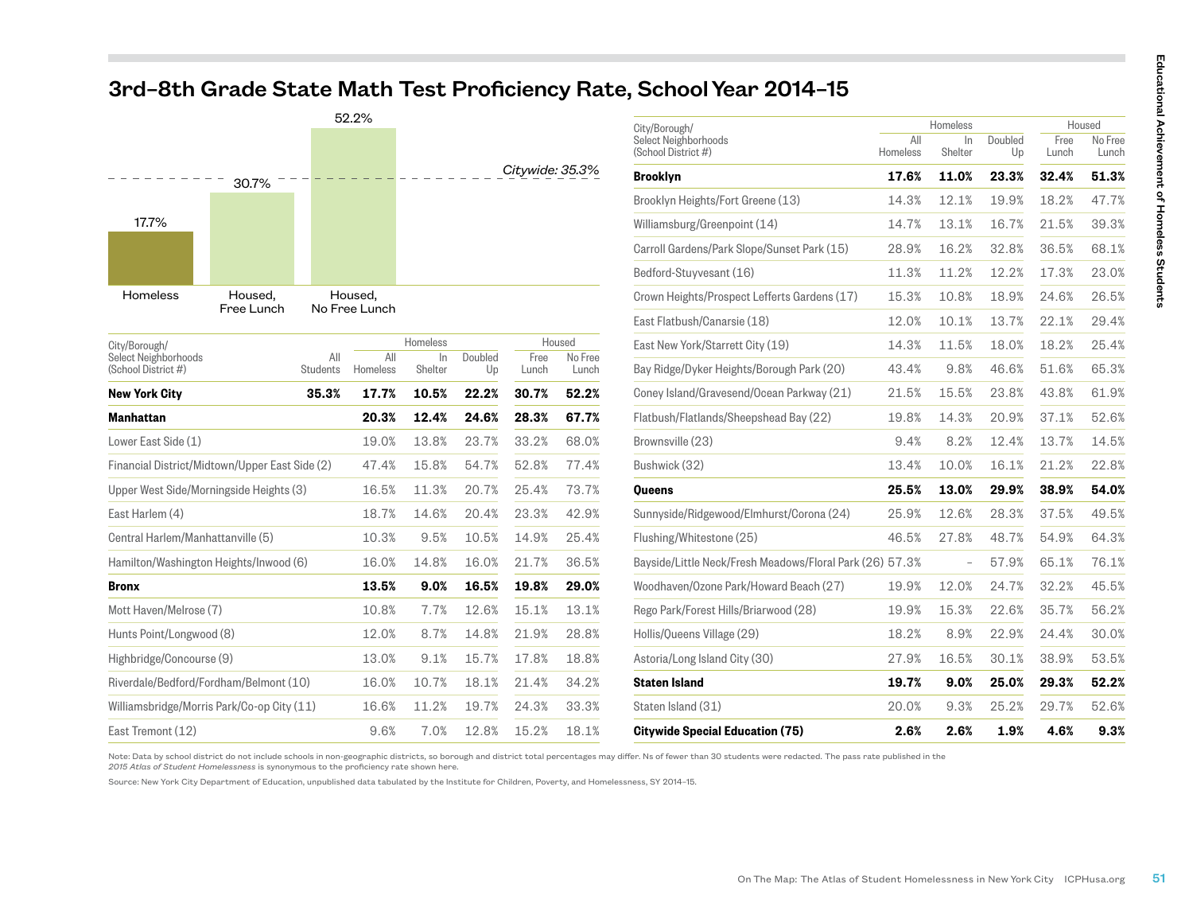# 3rd–8th Grade State Math Test Proficiency Rate, School Year 2014–15

52.2%

Citywide: 35.3%

30.7%

17.7%

Homeless

Housed, Free Lunch

Housed, No Free Lunch

| City/Borough/ Select Neighborhoods (School District #) | | Homeless | | | Housed | |
|---|---|---|---|---|---|---|
| | All Students | All Homeless | In Shelter | Doubled Up | Free Lunch | No Free Lunch |
| **New York City** | **35.3%** | **17.7%** | **10.5%** | **22.2%** | **30.7%** | **52.2%** |
| **Manhattan** | | **20.3%** | **12.4%** | **24.6%** | **28.3%** | **67.7%** |
| Lower East Side (1) | | 19.0% | 13.8% | 23.7% | 33.2% | 68.0% |
| Financial District/Midtown/Upper East Side (2) | | 47.4% | 15.8% | 54.7% | 52.8% | 77.4% |
| Upper West Side/Morningside Heights (3) | | 16.5% | 11.3% | 20.7% | 25.4% | 73.7% |
| East Harlem (4) | | 18.7% | 14.6% | 20.4% | 23.3% | 42.9% |
| Central Harlem/Manhattanville (5) | | 10.3% | 9.5% | 10.5% | 14.9% | 25.4% |
| Hamilton/Washington Heights/Inwood (6) | | 16.0% | 14.8% | 16.0% | 21.7% | 36.5% |
| **Bronx** | | **13.5%** | **9.0%** | **16.5%** | **19.8%** | **29.0%** |
| Mott Haven/Melrose (7) | | 10.8% | 7.7% | 12.6% | 15.1% | 13.1% |
| Hunts Point/Longwood (8) | | 12.0% | 8.7% | 14.8% | 21.9% | 28.8% |
| Highbridge/Concourse (9) | | 13.0% | 9.1% | 15.7% | 17.8% | 18.8% |
| Riverdale/Bedford/Fordham/Belmont (10) | | 16.0% | 10.7% | 18.1% | 21.4% | 34.2% |
| Williamsbridge/Morris Park/Co-op City (11) | | 16.6% | 11.2% | 19.7% | 24.3% | 33.3% |
| East Tremont (12) | | 9.6% | 7.0% | 12.8% | 15.2% | 18.1% |
| **Brooklyn** | | **17.6%** | **11.0%** | **23.3%** | **32.4%** | **51.3%** |
| Brooklyn Heights/Fort Greene (13) | | 14.3% | 12.1% | 19.9% | 18.2% | 47.7% |
| Williamsburg/Greenpoint (14) | | 14.7% | 13.1% | 16.7% | 21.5% | 39.3% |
| Carroll Gardens/Park Slope/Sunset Park (15) | | 28.9% | 16.2% | 32.8% | 36.5% | 68.1% |
| Bedford-Stuyvesant (16) | | 11.3% | 11.2% | 12.2% | 17.3% | 23.0% |
| Crown Heights/Prospect Lefferts Gardens (17) | | 15.3% | 10.8% | 18.9% | 24.6% | 26.5% |
| East Flatbush/Canarsie (18) | | 12.0% | 10.1% | 13.7% | 22.1% | 29.4% |
| East New York/Starrett City (19) | | 14.3% | 11.5% | 18.0% | 18.2% | 25.4% |
| Bay Ridge/Dyker Heights/Borough Park (20) | | 43.4% | 9.8% | 46.6% | 51.6% | 65.3% |
| Coney Island/Gravesend/Ocean Parkway (21) | | 21.5% | 15.5% | 23.8% | 43.8% | 61.9% |
| Flatbush/Flatlands/Sheepshead Bay (22) | | 19.8% | 14.3% | 20.9% | 37.1% | 52.6% |
| Brownsville (23) | | 9.4% | 8.2% | 12.4% | 13.7% | 14.5% |
| Bushwick (32) | | 13.4% | 10.0% | 16.1% | 21.2% | 22.8% |
| **Queens** | | **25.5%** | **13.0%** | **29.9%** | **38.9%** | **54.0%** |
| Sunnyside/Ridgewood/Elmhurst/Corona (24) | | 25.9% | 12.6% | 28.3% | 37.5% | 49.5% |
| Flushing/Whitestone (25) | | 46.5% | 27.8% | 48.7% | 54.9% | 64.3% |
| Bayside/Little Neck/Fresh Meadows/Floral Park (26) | | 57.3% | – | 57.9% | 65.1% | 76.1% |
| Woodhaven/Ozone Park/Howard Beach (27) | | 19.9% | 12.0% | 24.7% | 32.2% | 45.5% |
| Rego Park/Forest Hills/Briarwood (28) | | 19.9% | 15.3% | 22.6% | 35.7% | 56.2% |
| Hollis/Queens Village (29) | | 18.2% | 8.9% | 22.9% | 24.4% | 30.0% |
| Astoria/Long Island City (30) | | 27.9% | 16.5% | 30.1% | 38.9% | 53.5% |
| **Staten Island** | | **19.7%** | **9.0%** | **25.0%** | **29.3%** | **52.2%** |
| Staten Island (31) | | 20.0% | 9.3% | 25.2% | 29.7% | 52.6% |
| **Citywide Special Education (75)** | | **2.6%** | **2.6%** | **1.9%** | **4.6%** | **9.3%** |

Note: Data by school district do not include schools in non-geographic districts, so borough and district total percentages may differ. Ns of fewer than 30 students were redacted. The pass rate published in the *2015 Atlas of Student Homelessness* is synonymous to the proficiency rate shown here.

Source: New York City Department of Education, unpublished data tabulated by the Institute for Children, Poverty, and Homelessness, SY 2014–15.